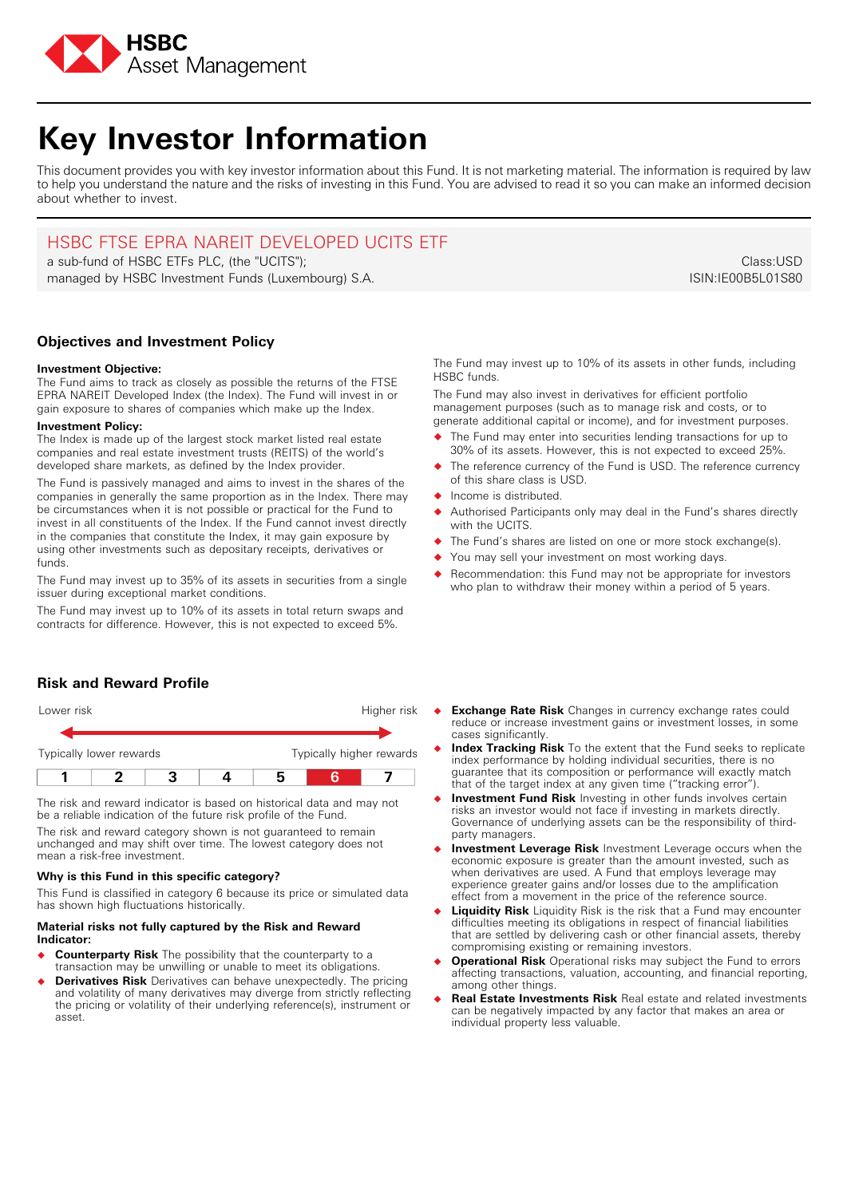HSBC Asset Management

# Key Investor Information

This document provides you with key investor information about this Fund. It is not marketing material. The information is required by law to help you understand the nature and the risks of investing in this Fund. You are advised to read it so you can make an informed decision about whether to invest.

## HSBC FTSE EPRA NAREIT DEVELOPED UCITS ETF

a sub-fund of HSBC ETFs PLC, (the "UCITS");
managed by HSBC Investment Funds (Luxembourg) S.A.

Class:USD
ISIN:IE00B5L01S80

### Objectives and Investment Policy

**Investment Objective:**
The Fund aims to track as closely as possible the returns of the FTSE EPRA NAREIT Developed Index (the Index). The Fund will invest in or gain exposure to shares of companies which make up the Index.

**Investment Policy:**
The Index is made up of the largest stock market listed real estate companies and real estate investment trusts (REITS) of the world's developed share markets, as defined by the Index provider.

The Fund is passively managed and aims to invest in the shares of the companies in generally the same proportion as in the Index. There may be circumstances when it is not possible or practical for the Fund to invest in all constituents of the Index. If the Fund cannot invest directly in the companies that constitute the Index, it may gain exposure by using other investments such as depositary receipts, derivatives or funds.

The Fund may invest up to 35% of its assets in securities from a single issuer during exceptional market conditions.

The Fund may invest up to 10% of its assets in total return swaps and contracts for difference. However, this is not expected to exceed 5%.

The Fund may invest up to 10% of its assets in other funds, including HSBC funds.

The Fund may also invest in derivatives for efficient portfolio management purposes (such as to manage risk and costs, or to generate additional capital or income), and for investment purposes.

- The Fund may enter into securities lending transactions for up to 30% of its assets. However, this is not expected to exceed 25%.
- The reference currency of the Fund is USD. The reference currency of this share class is USD.
- Income is distributed.
- Authorised Participants only may deal in the Fund's shares directly with the UCITS.
- The Fund's shares are listed on one or more stock exchange(s).
- You may sell your investment on most working days.
- Recommendation: this Fund may not be appropriate for investors who plan to withdraw their money within a period of 5 years.

### Risk and Reward Profile

Lower risk — Higher risk

Typically lower rewards — Typically higher rewards

| 1 | 2 | 3 | 4 | 5 | **6** | 7 |
|---|---|---|---|---|---|---|

The risk and reward indicator is based on historical data and may not be a reliable indication of the future risk profile of the Fund.

The risk and reward category shown is not guaranteed to remain unchanged and may shift over time. The lowest category does not mean a risk-free investment.

**Why is this Fund in this specific category?**

This Fund is classified in category 6 because its price or simulated data has shown high fluctuations historically.

**Material risks not fully captured by the Risk and Reward Indicator:**

- **Counterparty Risk** The possibility that the counterparty to a transaction may be unwilling or unable to meet its obligations.
- **Derivatives Risk** Derivatives can behave unexpectedly. The pricing and volatility of many derivatives may diverge from strictly reflecting the pricing or volatility of their underlying reference(s), instrument or asset.
- **Exchange Rate Risk** Changes in currency exchange rates could reduce or increase investment gains or investment losses, in some cases significantly.
- **Index Tracking Risk** To the extent that the Fund seeks to replicate index performance by holding individual securities, there is no guarantee that its composition or performance will exactly match that of the target index at any given time ("tracking error").
- **Investment Fund Risk** Investing in other funds involves certain risks an investor would not face if investing in markets directly. Governance of underlying assets can be the responsibility of third-party managers.
- **Investment Leverage Risk** Investment Leverage occurs when the economic exposure is greater than the amount invested, such as when derivatives are used. A Fund that employs leverage may experience greater gains and/or losses due to the amplification effect from a movement in the price of the reference source.
- **Liquidity Risk** Liquidity Risk is the risk that a Fund may encounter difficulties meeting its obligations in respect of financial liabilities that are settled by delivering cash or other financial assets, thereby compromising existing or remaining investors.
- **Operational Risk** Operational risks may subject the Fund to errors affecting transactions, valuation, accounting, and financial reporting, among other things.
- **Real Estate Investments Risk** Real estate and related investments can be negatively impacted by any factor that makes an area or individual property less valuable.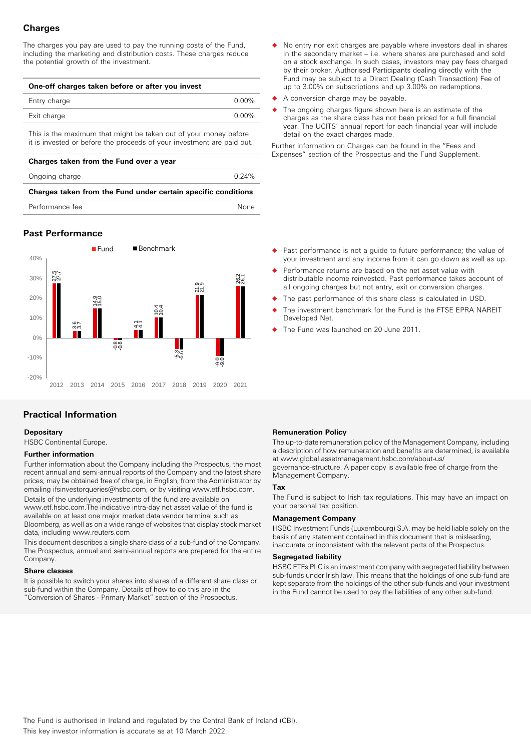## Charges

The charges you pay are used to pay the running costs of the Fund, including the marketing and distribution costs. These charges reduce the potential growth of the investment.

| One-off charges taken before or after you invest | |
|---|---|
| Entry charge | 0.00% |
| Exit charge | 0.00% |

This is the maximum that might be taken out of your money before it is invested or before the proceeds of your investment are paid out.

| Charges taken from the Fund over a year | |
|---|---|
| Ongoing charge | 0.24% |
| **Charges taken from the Fund under certain specific conditions** | |
| Performance fee | None |

- No entry nor exit charges are payable where investors deal in shares in the secondary market – i.e. where shares are purchased and sold on a stock exchange. In such cases, investors may pay fees charged by their broker. Authorised Participants dealing directly with the Fund may be subject to a Direct Dealing (Cash Transaction) Fee of up to 3.00% on subscriptions and up 3.00% on redemptions.
- A conversion charge may be payable.
- The ongoing charges figure shown here is an estimate of the charges as the share class has not been priced for a full financial year. The UCITS' annual report for each financial year will include detail on the exact charges made.

Further information on Charges can be found in the "Fees and Expenses" section of the Prospectus and the Fund Supplement.

## Past Performance

Fund
Benchmark

40%
30%
20%
10%
0%
-10%
-20%

2012: 27.5, 27.7
2013: 3.6, 3.7
2014: 14.9, 15.0
2015: -0.8, -0.8
2016: 4.1, 4.1
2017: 10.4, 10.4
2018: -5.3, -5.6
2019: 21.9, 21.9
2020: -9.0, -9.0
2021: 26.2, 26.1

- Past performance is not a guide to future performance; the value of your investment and any income from it can go down as well as up.
- Performance returns are based on the net asset value with distributable income reinvested. Past performance takes account of all ongoing charges but not entry, exit or conversion charges.
- The past performance of this share class is calculated in USD.
- The investment benchmark for the Fund is the FTSE EPRA NAREIT Developed Net.
- The Fund was launched on 20 June 2011.

## Practical Information

**Depositary**

HSBC Continental Europe.

**Further information**

Further information about the Company including the Prospectus, the most recent annual and semi-annual reports of the Company and the latest share prices, may be obtained free of charge, in English, from the Administrator by emailing ifsinvestorqueries@hsbc.com, or by visiting www.etf.hsbc.com.

Details of the underlying investments of the fund are available on www.etf.hsbc.com.The indicative intra-day net asset value of the fund is available on at least one major market data vendor terminal such as Bloomberg, as well as on a wide range of websites that display stock market data, including www.reuters.com

This document describes a single share class of a sub-fund of the Company. The Prospectus, annual and semi-annual reports are prepared for the entire Company.

**Share classes**

It is possible to switch your shares into shares of a different share class or sub-fund within the Company. Details of how to do this are in the "Conversion of Shares - Primary Market" section of the Prospectus.

**Remuneration Policy**

The up-to-date remuneration policy of the Management Company, including a description of how remuneration and benefits are determined, is available at www.global.assetmanagement.hsbc.com/about-us/governance-structure. A paper copy is available free of charge from the Management Company.

**Tax**

The Fund is subject to Irish tax regulations. This may have an impact on your personal tax position.

**Management Company**

HSBC Investment Funds (Luxembourg) S.A. may be held liable solely on the basis of any statement contained in this document that is misleading, inaccurate or inconsistent with the relevant parts of the Prospectus.

**Segregated liability**

HSBC ETFs PLC is an investment company with segregated liability between sub-funds under Irish law. This means that the holdings of one sub-fund are kept separate from the holdings of the other sub-funds and your investment in the Fund cannot be used to pay the liabilities of any other sub-fund.

The Fund is authorised in Ireland and regulated by the Central Bank of Ireland (CBI).
This key investor information is accurate as at 10 March 2022.